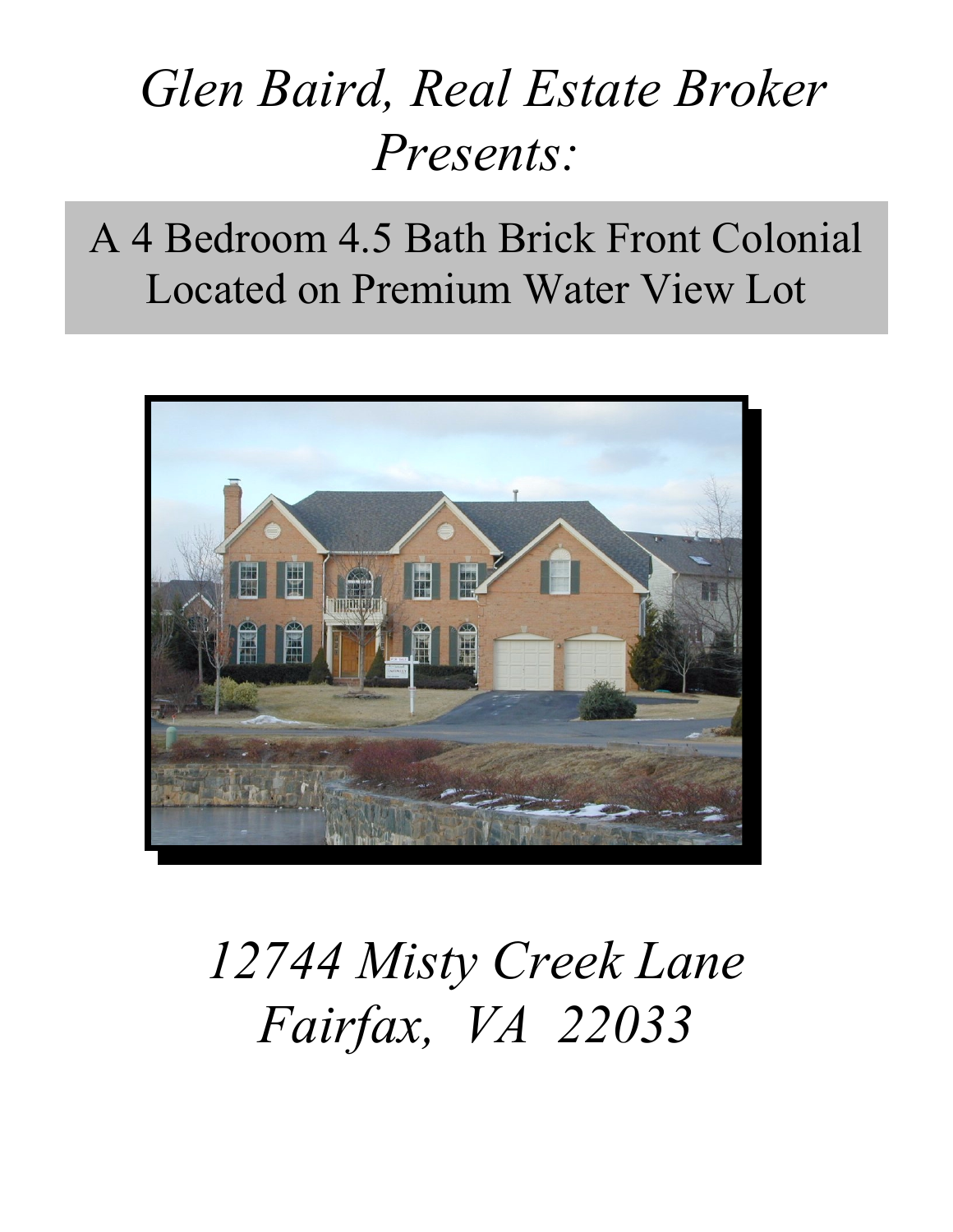# *Glen Baird, Real Estate Broker Presents:*

## A 4 Bedroom 4.5 Bath Brick Front Colonial Located on Premium Water View Lot

*12744 Misty Creek Lane*
*Fairfax, VA 22033*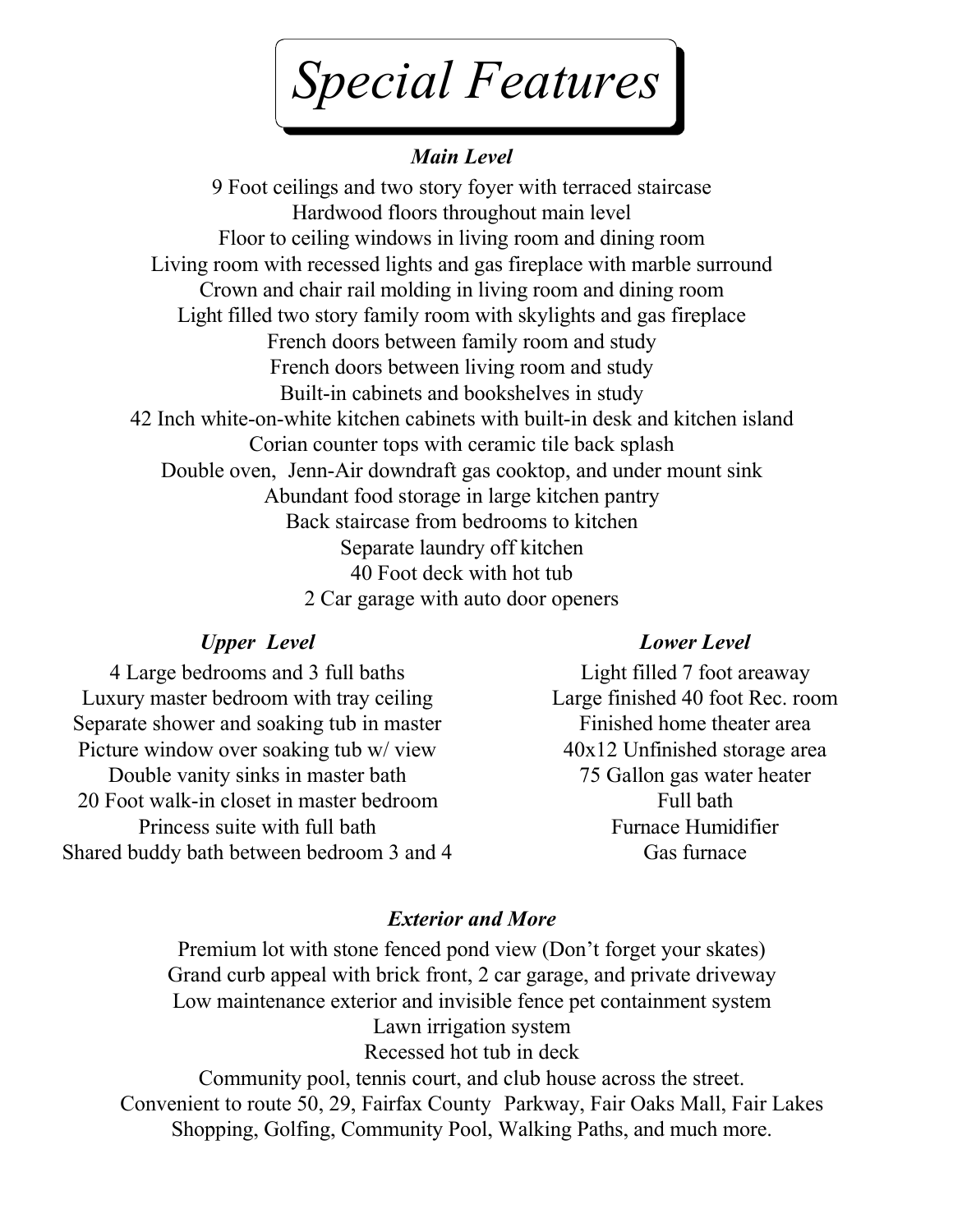# Special Features

### *Main Level*

9 Foot ceilings and two story foyer with terraced staircase
Hardwood floors throughout main level
Floor to ceiling windows in living room and dining room
Living room with recessed lights and gas fireplace with marble surround
Crown and chair rail molding in living room and dining room
Light filled two story family room with skylights and gas fireplace
French doors between family room and study
French doors between living room and study
Built-in cabinets and bookshelves in study
42 Inch white-on-white kitchen cabinets with built-in desk and kitchen island
Corian counter tops with ceramic tile back splash
Double oven, Jenn-Air downdraft gas cooktop, and under mount sink
Abundant food storage in large kitchen pantry
Back staircase from bedrooms to kitchen
Separate laundry off kitchen
40 Foot deck with hot tub
2 Car garage with auto door openers

### *Upper Level*

4 Large bedrooms and 3 full baths
Luxury master bedroom with tray ceiling
Separate shower and soaking tub in master
Picture window over soaking tub w/ view
Double vanity sinks in master bath
20 Foot walk-in closet in master bedroom
Princess suite with full bath
Shared buddy bath between bedroom 3 and 4

### *Lower Level*

Light filled 7 foot areaway
Large finished 40 foot Rec. room
Finished home theater area
40x12 Unfinished storage area
75 Gallon gas water heater
Full bath
Furnace Humidifier
Gas furnace

### *Exterior and More*

Premium lot with stone fenced pond view (Don't forget your skates)
Grand curb appeal with brick front, 2 car garage, and private driveway
Low maintenance exterior and invisible fence pet containment system
Lawn irrigation system
Recessed hot tub in deck
Community pool, tennis court, and club house across the street.
Convenient to route 50, 29, Fairfax County Parkway, Fair Oaks Mall, Fair Lakes Shopping, Golfing, Community Pool, Walking Paths, and much more.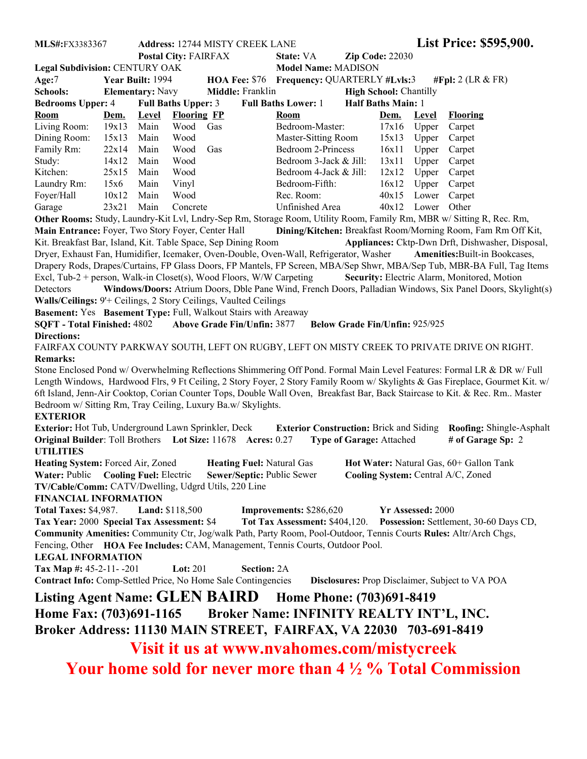**MLS#:** FX3383367 **Address:** 12744 MISTY CREEK LANE **List Price: $595,900.**

**Postal City:** FAIRFAX **State:** VA **Zip Code:** 22030

**Legal Subdivision:** CENTURY OAK **Model Name:** MADISON

**Age:** 7 **Year Built:** 1994 **HOA Fee:** $76 **Frequency:** QUARTERLY **#Lvls:** 3 **#Fpl:** 2 (LR & FR)

**Schools:** **Elementary:** Navy **Middle:** Franklin **High School:** Chantilly

**Bedrooms Upper:** 4 **Full Baths Upper:** 3 **Full Baths Lower:** 1 **Half Baths Main:** 1

| Room | Dem. | Level | Flooring | FP | Room | Dem. | Level | Flooring |
|---|---|---|---|---|---|---|---|---|
| Living Room: | 19x13 | Main | Wood | Gas | Bedroom-Master: | 17x16 | Upper | Carpet |
| Dining Room: | 15x13 | Main | Wood | | Master-Sitting Room | 15x13 | Upper | Carpet |
| Family Rm: | 22x14 | Main | Wood | Gas | Bedroom 2-Princess | 16x11 | Upper | Carpet |
| Study: | 14x12 | Main | Wood | | Bedroom 3-Jack & Jill: | 13x11 | Upper | Carpet |
| Kitchen: | 25x15 | Main | Wood | | Bedroom 4-Jack & Jill: | 12x12 | Upper | Carpet |
| Laundry Rm: | 15x6 | Main | Vinyl | | Bedroom-Fifth: | 16x12 | Upper | Carpet |
| Foyer/Hall | 10x12 | Main | Wood | | Rec. Room: | 40x15 | Lower | Carpet |
| Garage | 23x21 | Main | Concrete | | Unfinished Area | 40x12 | Lower | Other |

**Other Rooms:** Study, Laundry-Kit Lvl, Lndry-Sep Rm, Storage Room, Utility Room, Family Rm, MBR w/ Sitting R, Rec. Rm,
**Main Entrance:** Foyer, Two Story Foyer, Center Hall **Dining/Kitchen:** Breakfast Room/Morning Room, Fam Rm Off Kit, Kit. Breakfast Bar, Island, Kit. Table Space, Sep Dining Room **Appliances:** Cktp-Dwn Drft, Dishwasher, Disposal, Dryer, Exhaust Fan, Humidifier, Icemaker, Oven-Double, Oven-Wall, Refrigerator, Washer **Amenities:** Built-in Bookcases, Drapery Rods, Drapes/Curtains, FP Glass Doors, FP Mantels, FP Screen, MBA/Sep Shwr, MBA/Sep Tub, MBR-BA Full, Tag Items Excl, Tub-2 + person, Walk-in Closet(s), Wood Floors, W/W Carpeting **Security:** Electric Alarm, Monitored, Motion Detectors **Windows/Doors:** Atrium Doors, Dble Pane Wind, French Doors, Palladian Windows, Six Panel Doors, Skylight(s)
**Walls/Ceilings:** 9'+ Ceilings, 2 Story Ceilings, Vaulted Ceilings
**Basement:** Yes **Basement Type:** Full, Walkout Stairs with Areaway
**SQFT - Total Finished:** 4802 **Above Grade Fin/Unfin:** 3877 **Below Grade Fin/Unfin:** 925/925

**Directions:**
FAIRFAX COUNTY PARKWAY SOUTH, LEFT ON RUGBY, LEFT ON MISTY CREEK TO PRIVATE DRIVE ON RIGHT.

**Remarks:**
Stone Enclosed Pond w/ Overwhelming Reflections Shimmering Off Pond. Formal Main Level Features: Formal LR & DR w/ Full Length Windows, Hardwood Flrs, 9 Ft Ceiling, 2 Story Foyer, 2 Story Family Room w/ Skylights & Gas Fireplace, Gourmet Kit. w/ 6ft Island, Jenn-Air Cooktop, Corian Counter Tops, Double Wall Oven, Breakfast Bar, Back Staircase to Kit. & Rec. Rm.. Master Bedroom w/ Sitting Rm, Tray Ceiling, Luxury Ba.w/ Skylights.

**EXTERIOR**

**Exterior:** Hot Tub, Underground Lawn Sprinkler, Deck **Exterior Construction:** Brick and Siding **Roofing:** Shingle-Asphalt
**Original Builder**: Toll Brothers **Lot Size:** 11678 **Acres:** 0.27 **Type of Garage:** Attached **# of Garage Sp:** 2

**UTILITIES**

**Heating System:** Forced Air, Zoned **Heating Fuel:** Natural Gas **Hot Water:** Natural Gas, 60+ Gallon Tank
**Water:** Public **Cooling Fuel:** Electric **Sewer/Septic:** Public Sewer **Cooling System:** Central A/C, Zoned
**TV/Cable/Comm:** CATV/Dwelling, Udgrd Utils, 220 Line

**FINANCIAL INFORMATION**

**Total Taxes:** $4,987. **Land:** $118,500 **Improvements:** $286,620 **Yr Assessed:** 2000
**Tax Year:** 2000 **Special Tax Assessment:** $4 **Tot Tax Assessment:** $404,120. **Possession:** Settlement, 30-60 Days CD,
**Community Amenities:** Community Ctr, Jog/walk Path, Party Room, Pool-Outdoor, Tennis Courts **Rules:** Altr/Arch Chgs, Fencing, Other **HOA Fee Includes:** CAM, Management, Tennis Courts, Outdoor Pool.

**LEGAL INFORMATION**

**Tax Map #:** 45-2-11- -201 **Lot:** 201 **Section:** 2A
**Contract Info:** Comp-Settled Price, No Home Sale Contingencies **Disclosures:** Prop Disclaimer, Subject to VA POA

**Listing Agent Name: GLEN BAIRD Home Phone: (703)691-8419**
**Home Fax: (703)691-1165 Broker Name: INFINITY REALTY INT'L, INC.**
**Broker Address: 11130 MAIN STREET, FAIRFAX, VA 22030 703-691-8419**

**Visit it us at www.nvahomes.com/mistycreek**

**Your home sold for never more than 4 ½ % Total Commission**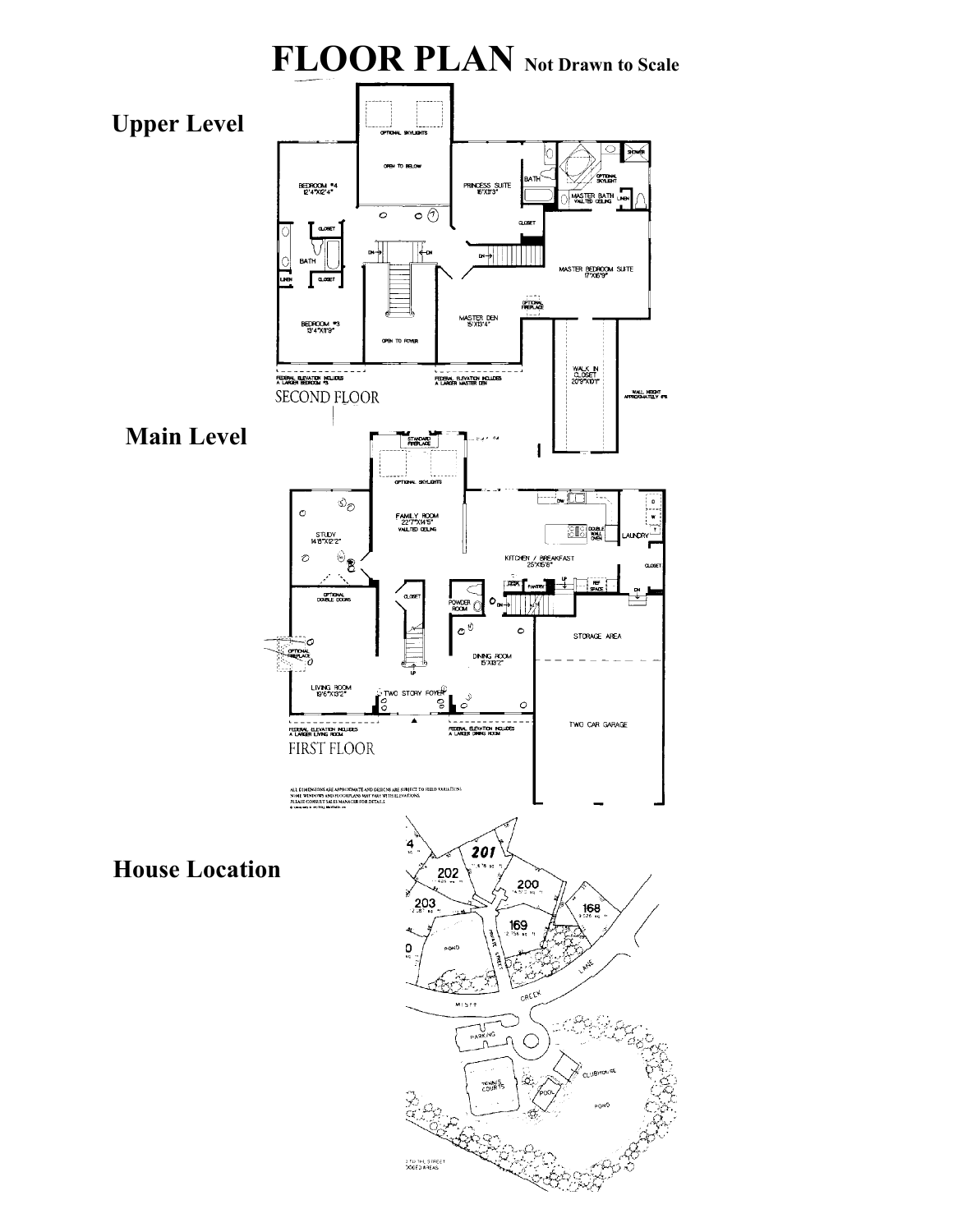# FLOOR PLAN Not Drawn to Scale

## Upper Level

OPTIONAL SKYLIGHTS

OPEN TO BELOW

BEDROOM #4
12'4"X12'4"

PRINCESS SUITE
16'X13'3"

BATH

OPTIONAL SKYLIGHT

SHOWER

MASTER BATH
VAULTED CEILING

LINEN

CLOSET

BATH

LINEN

CLOSET

DN

DN

DN

CLOSET

MASTER BEDROOM SUITE
17'X16'9"

OPTIONAL FIREPLACE

BEDROOM #3
13'4"X11'9"

OPEN TO FOYER

MASTER DEN
15'X13'4"

WALK IN CLOSET
20'9"X10'1"

WALL HEIGHT APPROXIMATELY 6'6

FEDERAL ELEVATION INCLUDES A LARGER BEDROOM #3

FEDERAL ELEVATION INCLUDES A LARGER MASTER DEN

SECOND FLOOR

## Main Level

STANDARD FIREPLACE

OPTIONAL SKYLIGHTS

FAMILY ROOM
22'7"X14'5"
VAULTED CEILING

STUDY
14'8"X12'2"

DW

DOUBLE WALL OVEN

LAUNDRY

KITCHEN / BREAKFAST
25'X15'6"

CLOSET

DESK

PANTRY

UP

REF SPACE

DN

OPTIONAL DOUBLE DOORS

CLOSET

POWDER ROOM

DN

UP

OPTIONAL FIREPLACE

STORAGE AREA

DINING ROOM
15'X13'2"

LIVING ROOM
19'6"X13'2"

TWO STORY FOYER

TWO CAR GARAGE

FEDERAL ELEVATION INCLUDES A LARGER LIVING ROOM

FEDERAL ELEVATION INCLUDES A LARGER DINING ROOM

FIRST FLOOR

ALL DIMENSIONS ARE APPROXIMATE AND DESIGNS ARE SUBJECT TO FIELD VARIATIONS. SOME WINDOWS AND FLOORPLANS MAY VARY WITH ELEVATIONS. PLEASE CONSULT SALES MANAGER FOR DETAILS.

## House Location

201

202

200

203

169

168

PRIVATE STREET

POND

MISTY CREEK LANE

PARKING

TENNIS COURTS

POOL

CLUBHOUSE

POND